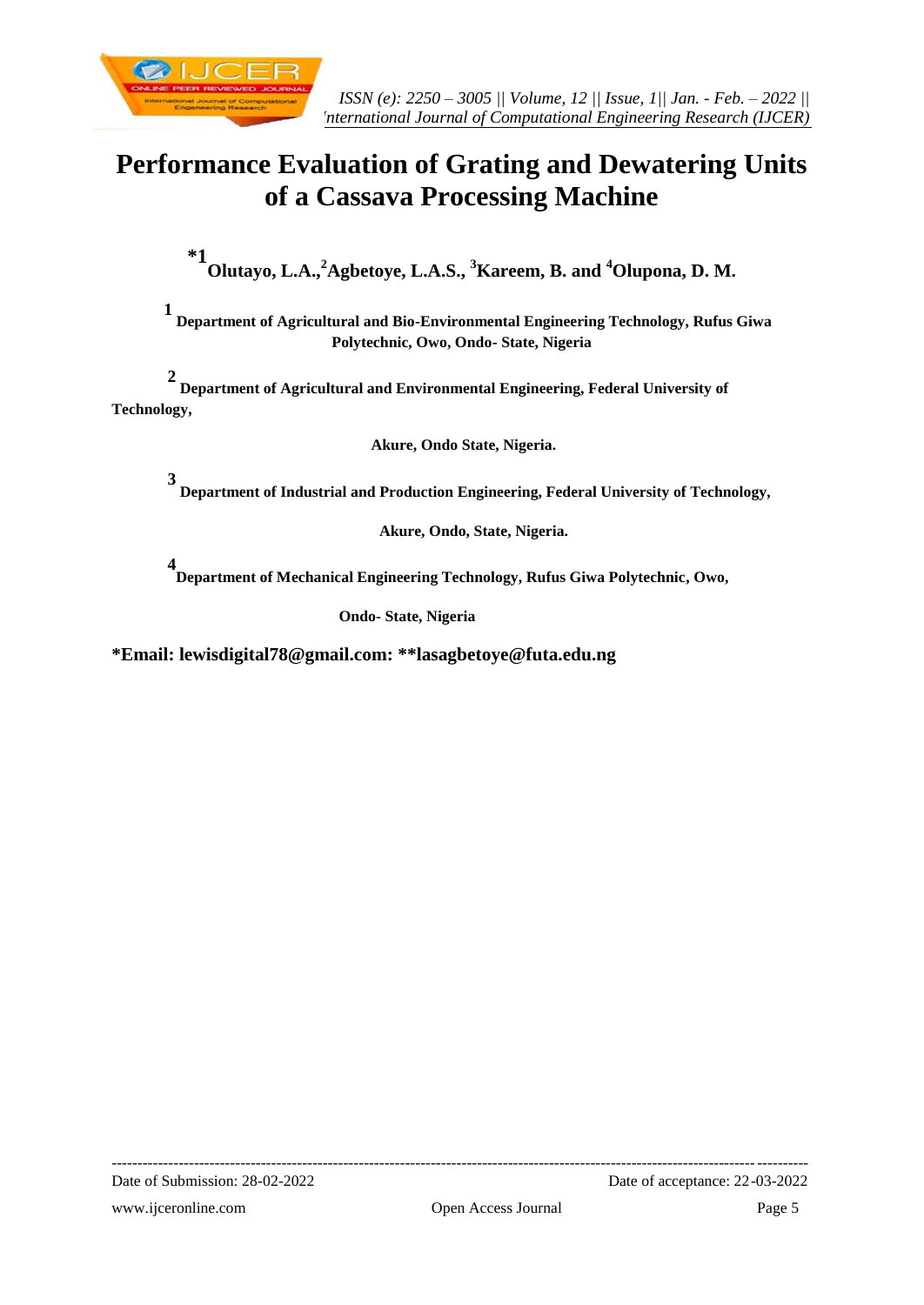# Performance Evaluation of Grating and Dewatering Units of a Cassava Processing Machine

**[*1] Olutayo, L.A.,[2] Agbetoye, L.A.S., [3] Kareem, B. and [4] Olupona, D. M.**

**[1] Department of Agricultural and Bio-Environmental Engineering Technology, Rufus Giwa Polytechnic, Owo, Ondo- State, Nigeria**

**[2] Department of Agricultural and Environmental Engineering, Federal University of Technology,**

**Akure, Ondo State, Nigeria.**

**[3] Department of Industrial and Production Engineering, Federal University of Technology,**

**Akure, Ondo, State, Nigeria.**

**[4] Department of Mechanical Engineering Technology, Rufus Giwa Polytechnic, Owo,**

**Ondo- State, Nigeria**

**\*Email: lewisdigital78@gmail.com: \*\*lasagbetoye@futa.edu.ng**

---

Date of Submission: 28-02-2022 Date of acceptance: 22-03-2022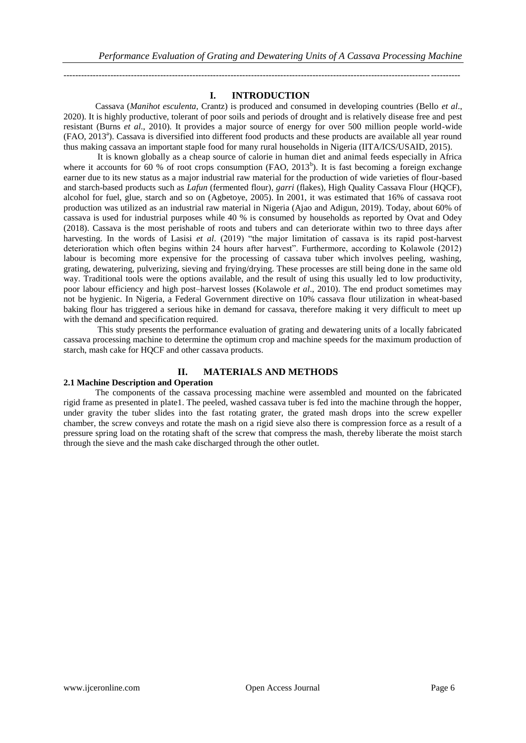## I. INTRODUCTION

Cassava (*Manihot esculenta,* Crantz) is produced and consumed in developing countries (Bello *et al*., 2020). It is highly productive, tolerant of poor soils and periods of drought and is relatively disease free and pest resistant (Burns *et al.*, 2010). It provides a major source of energy for over 500 million people world-wide (FAO, 2013[a]). Cassava is diversified into different food products and these products are available all year round thus making cassava an important staple food for many rural households in Nigeria (IITA/ICS/USAID, 2015).

It is known globally as a cheap source of calorie in human diet and animal feeds especially in Africa where it accounts for 60 % of root crops consumption (FAO, 2013[b]). It is fast becoming a foreign exchange earner due to its new status as a major industrial raw material for the production of wide varieties of flour-based and starch-based products such as *Lafun* (fermented flour), *garri* (flakes), High Quality Cassava Flour (HQCF), alcohol for fuel, glue, starch and so on (Agbetoye, 2005). In 2001, it was estimated that 16% of cassava root production was utilized as an industrial raw material in Nigeria (Ajao and Adigun, 2019). Today, about 60% of cassava is used for industrial purposes while 40 % is consumed by households as reported by Ovat and Odey (2018). Cassava is the most perishable of roots and tubers and can deteriorate within two to three days after harvesting. In the words of Lasisi *et al*. (2019) "the major limitation of cassava is its rapid post-harvest deterioration which often begins within 24 hours after harvest". Furthermore, according to Kolawole (2012) labour is becoming more expensive for the processing of cassava tuber which involves peeling, washing, grating, dewatering, pulverizing, sieving and frying/drying. These processes are still being done in the same old way. Traditional tools were the options available, and the result of using this usually led to low productivity, poor labour efficiency and high post–harvest losses (Kolawole *et al*., 2010). The end product sometimes may not be hygienic. In Nigeria, a Federal Government directive on 10% cassava flour utilization in wheat-based baking flour has triggered a serious hike in demand for cassava, therefore making it very difficult to meet up with the demand and specification required.

This study presents the performance evaluation of grating and dewatering units of a locally fabricated cassava processing machine to determine the optimum crop and machine speeds for the maximum production of starch, mash cake for HQCF and other cassava products.

## II. MATERIALS AND METHODS

### 2.1 Machine Description and Operation

The components of the cassava processing machine were assembled and mounted on the fabricated rigid frame as presented in plate1. The peeled, washed cassava tuber is fed into the machine through the hopper, under gravity the tuber slides into the fast rotating grater, the grated mash drops into the screw expeller chamber, the screw conveys and rotate the mash on a rigid sieve also there is compression force as a result of a pressure spring load on the rotating shaft of the screw that compress the mash, thereby liberate the moist starch through the sieve and the mash cake discharged through the other outlet.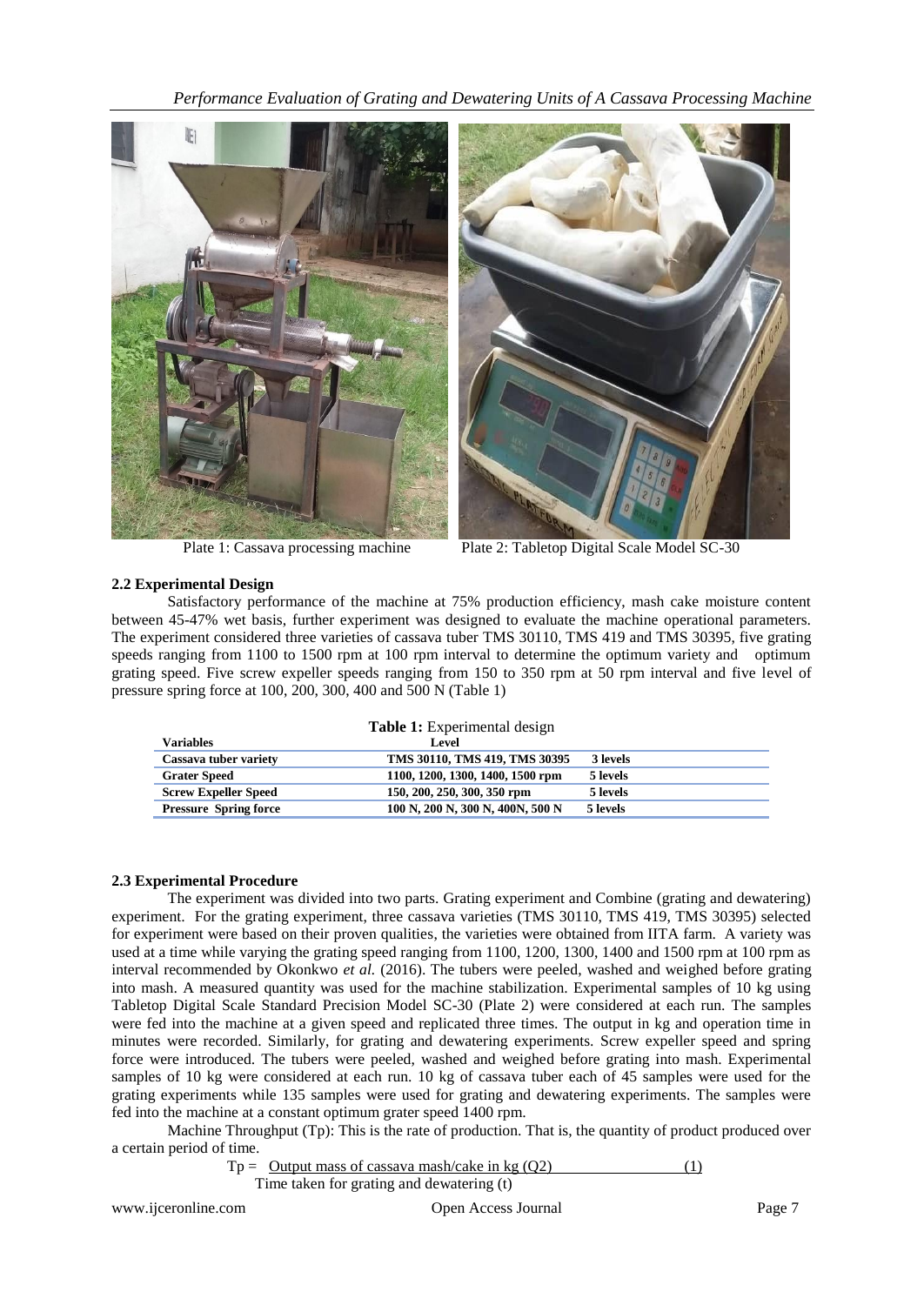Plate 1: Cassava processing machine

Plate 2: Tabletop Digital Scale Model SC-30

### 2.2 Experimental Design

Satisfactory performance of the machine at 75% production efficiency, mash cake moisture content between 45-47% wet basis, further experiment was designed to evaluate the machine operational parameters. The experiment considered three varieties of cassava tuber TMS 30110, TMS 419 and TMS 30395, five grating speeds ranging from 1100 to 1500 rpm at 100 rpm interval to determine the optimum variety and optimum grating speed. Five screw expeller speeds ranging from 150 to 350 rpm at 50 rpm interval and five level of pressure spring force at 100, 200, 300, 400 and 500 N (Table 1)

**Table 1:** Experimental design

| Variables | Level | |
|---|---|---|
| Cassava tuber variety | TMS 30110, TMS 419, TMS 30395 | 3 levels |
| Grater Speed | 1100, 1200, 1300, 1400, 1500 rpm | 5 levels |
| Screw Expeller Speed | 150, 200, 250, 300, 350 rpm | 5 levels |
| Pressure Spring force | 100 N, 200 N, 300 N, 400N, 500 N | 5 levels |

### 2.3 Experimental Procedure

The experiment was divided into two parts. Grating experiment and Combine (grating and dewatering) experiment. For the grating experiment, three cassava varieties (TMS 30110, TMS 419, TMS 30395) selected for experiment were based on their proven qualities, the varieties were obtained from IITA farm. A variety was used at a time while varying the grating speed ranging from 1100, 1200, 1300, 1400 and 1500 rpm at 100 rpm as interval recommended by Okonkwo *et al.* (2016). The tubers were peeled, washed and weighed before grating into mash. A measured quantity was used for the machine stabilization. Experimental samples of 10 kg using Tabletop Digital Scale Standard Precision Model SC-30 (Plate 2) were considered at each run. The samples were fed into the machine at a given speed and replicated three times. The output in kg and operation time in minutes were recorded. Similarly, for grating and dewatering experiments. Screw expeller speed and spring force were introduced. The tubers were peeled, washed and weighed before grating into mash. Experimental samples of 10 kg were considered at each run. 10 kg of cassava tuber each of 45 samples were used for the grating experiments while 135 samples were used for grating and dewatering experiments. The samples were fed into the machine at a constant optimum grater speed 1400 rpm.

Machine Throughput (Tp): This is the rate of production. That is, the quantity of product produced over a certain period of time.

$$Tp = \frac{\text{Output mass of cassava mash/cake in kg } (Q2)}{\text{Time taken for grating and dewatering } (t)} \quad (1)$$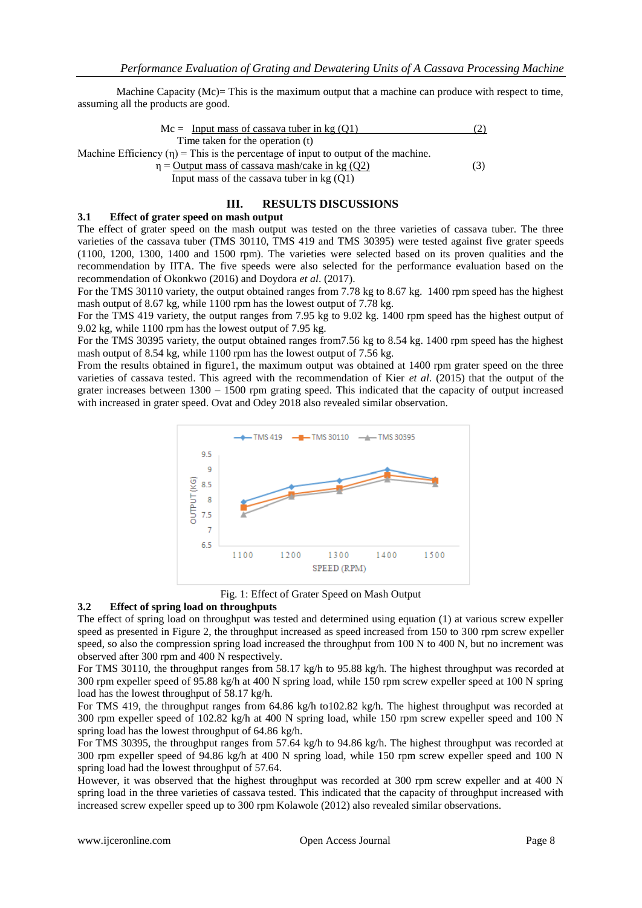Machine Capacity (Mc)= This is the maximum output that a machine can produce with respect to time, assuming all the products are good.

$$Mc = \frac{\text{Input mass of cassava tuber in kg (Q1)}}{\text{Time taken for the operation (t)}} \quad (2)$$

Machine Efficiency (η) = This is the percentage of input to output of the machine.

$$\eta = \frac{\text{Output mass of cassava mash/cake in kg (Q2)}}{\text{Input mass of the cassava tuber in kg (Q1)}} \quad (3)$$

# III. RESULTS DISCUSSIONS

## 3.1 Effect of grater speed on mash output

The effect of grater speed on the mash output was tested on the three varieties of cassava tuber. The three varieties of the cassava tuber (TMS 30110, TMS 419 and TMS 30395) were tested against five grater speeds (1100, 1200, 1300, 1400 and 1500 rpm). The varieties were selected based on its proven qualities and the recommendation by IITA. The five speeds were also selected for the performance evaluation based on the recommendation of Okonkwo (2016) and Doydora *et al*. (2017).

For the TMS 30110 variety, the output obtained ranges from 7.78 kg to 8.67 kg. 1400 rpm speed has the highest mash output of 8.67 kg, while 1100 rpm has the lowest output of 7.78 kg.

For the TMS 419 variety, the output ranges from 7.95 kg to 9.02 kg. 1400 rpm speed has the highest output of 9.02 kg, while 1100 rpm has the lowest output of 7.95 kg.

For the TMS 30395 variety, the output obtained ranges from7.56 kg to 8.54 kg. 1400 rpm speed has the highest mash output of 8.54 kg, while 1100 rpm has the lowest output of 7.56 kg.

From the results obtained in figure1, the maximum output was obtained at 1400 rpm grater speed on the three varieties of cassava tested. This agreed with the recommendation of Kier *et al*. (2015) that the output of the grater increases between 1300 – 1500 rpm grating speed. This indicated that the capacity of output increased with increased in grater speed. Ovat and Odey 2018 also revealed similar observation.

Fig. 1: Effect of Grater Speed on Mash Output

## 3.2 Effect of spring load on throughputs

The effect of spring load on throughput was tested and determined using equation (1) at various screw expeller speed as presented in Figure 2, the throughput increased as speed increased from 150 to 300 rpm screw expeller speed, so also the compression spring load increased the throughput from 100 N to 400 N, but no increment was observed after 300 rpm and 400 N respectively.

For TMS 30110, the throughput ranges from 58.17 kg/h to 95.88 kg/h. The highest throughput was recorded at 300 rpm expeller speed of 95.88 kg/h at 400 N spring load, while 150 rpm screw expeller speed at 100 N spring load has the lowest throughput of 58.17 kg/h.

For TMS 419, the throughput ranges from 64.86 kg/h to102.82 kg/h. The highest throughput was recorded at 300 rpm expeller speed of 102.82 kg/h at 400 N spring load, while 150 rpm screw expeller speed and 100 N spring load has the lowest throughput of 64.86 kg/h.

For TMS 30395, the throughput ranges from 57.64 kg/h to 94.86 kg/h. The highest throughput was recorded at 300 rpm expeller speed of 94.86 kg/h at 400 N spring load, while 150 rpm screw expeller speed and 100 N spring load had the lowest throughput of 57.64.

However, it was observed that the highest throughput was recorded at 300 rpm screw expeller and at 400 N spring load in the three varieties of cassava tested. This indicated that the capacity of throughput increased with increased screw expeller speed up to 300 rpm Kolawole (2012) also revealed similar observations.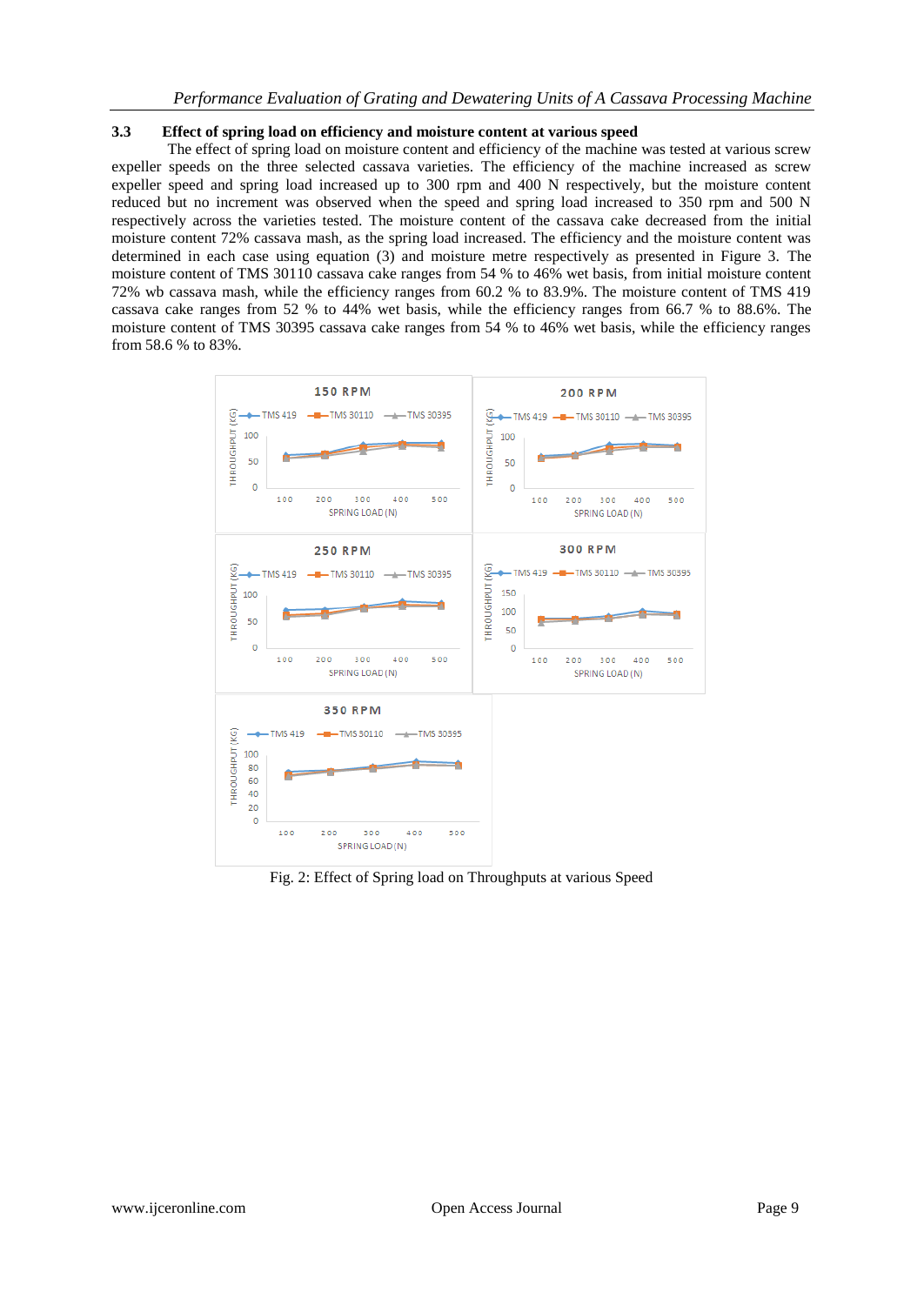### 3.3 Effect of spring load on efficiency and moisture content at various speed

The effect of spring load on moisture content and efficiency of the machine was tested at various screw expeller speeds on the three selected cassava varieties. The efficiency of the machine increased as screw expeller speed and spring load increased up to 300 rpm and 400 N respectively, but the moisture content reduced but no increment was observed when the speed and spring load increased to 350 rpm and 500 N respectively across the varieties tested. The moisture content of the cassava cake decreased from the initial moisture content 72% cassava mash, as the spring load increased. The efficiency and the moisture content was determined in each case using equation (3) and moisture metre respectively as presented in Figure 3. The moisture content of TMS 30110 cassava cake ranges from 54 % to 46% wet basis, from initial moisture content 72% wb cassava mash, while the efficiency ranges from 60.2 % to 83.9%. The moisture content of TMS 419 cassava cake ranges from 52 % to 44% wet basis, while the efficiency ranges from 66.7 % to 88.6%. The moisture content of TMS 30395 cassava cake ranges from 54 % to 46% wet basis, while the efficiency ranges from 58.6 % to 83%.

Fig. 2: Effect of Spring load on Throughputs at various Speed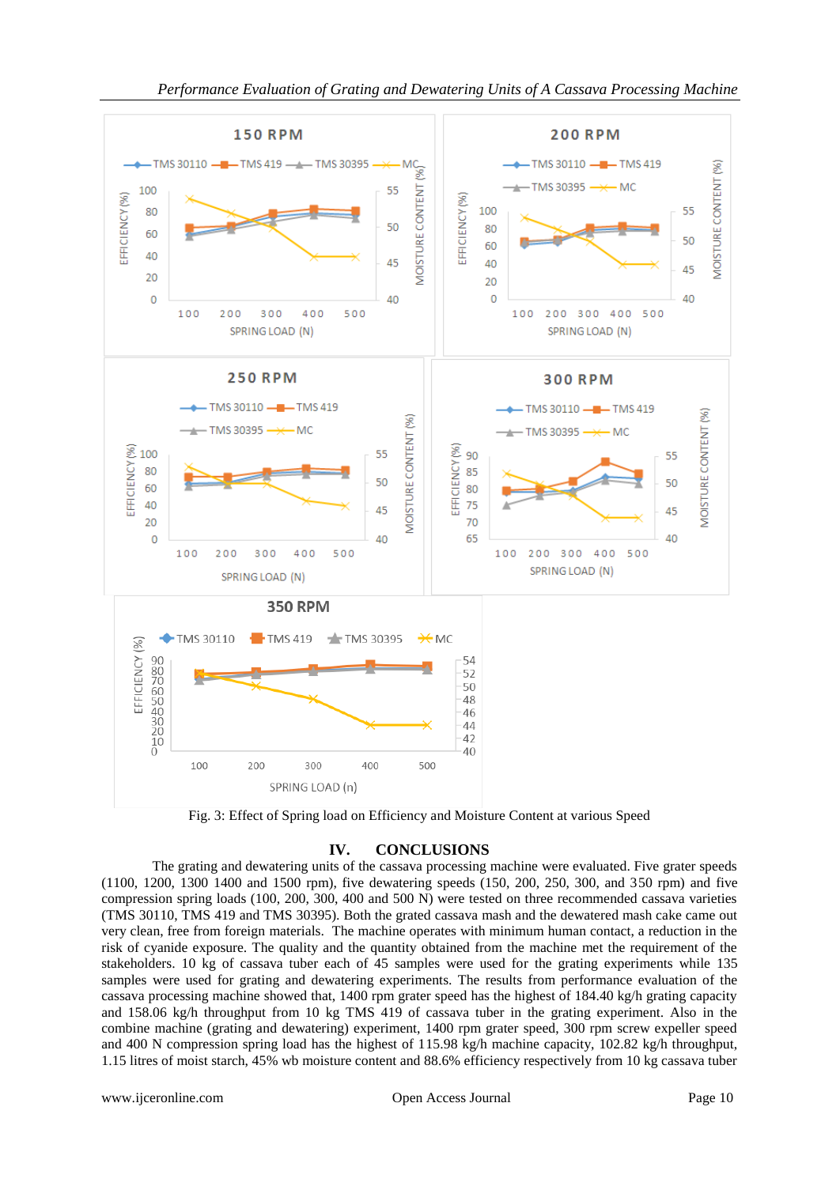Fig. 3: Effect of Spring load on Efficiency and Moisture Content at various Speed

## IV. CONCLUSIONS

The grating and dewatering units of the cassava processing machine were evaluated. Five grater speeds (1100, 1200, 1300 1400 and 1500 rpm), five dewatering speeds (150, 200, 250, 300, and 350 rpm) and five compression spring loads (100, 200, 300, 400 and 500 N) were tested on three recommended cassava varieties (TMS 30110, TMS 419 and TMS 30395). Both the grated cassava mash and the dewatered mash cake came out very clean, free from foreign materials. The machine operates with minimum human contact, a reduction in the risk of cyanide exposure. The quality and the quantity obtained from the machine met the requirement of the stakeholders. 10 kg of cassava tuber each of 45 samples were used for the grating experiments while 135 samples were used for grating and dewatering experiments. The results from performance evaluation of the cassava processing machine showed that, 1400 rpm grater speed has the highest of 184.40 kg/h grating capacity and 158.06 kg/h throughput from 10 kg TMS 419 of cassava tuber in the grating experiment. Also in the combine machine (grating and dewatering) experiment, 1400 rpm grater speed, 300 rpm screw expeller speed and 400 N compression spring load has the highest of 115.98 kg/h machine capacity, 102.82 kg/h throughput, 1.15 litres of moist starch, 45% wb moisture content and 88.6% efficiency respectively from 10 kg cassava tuber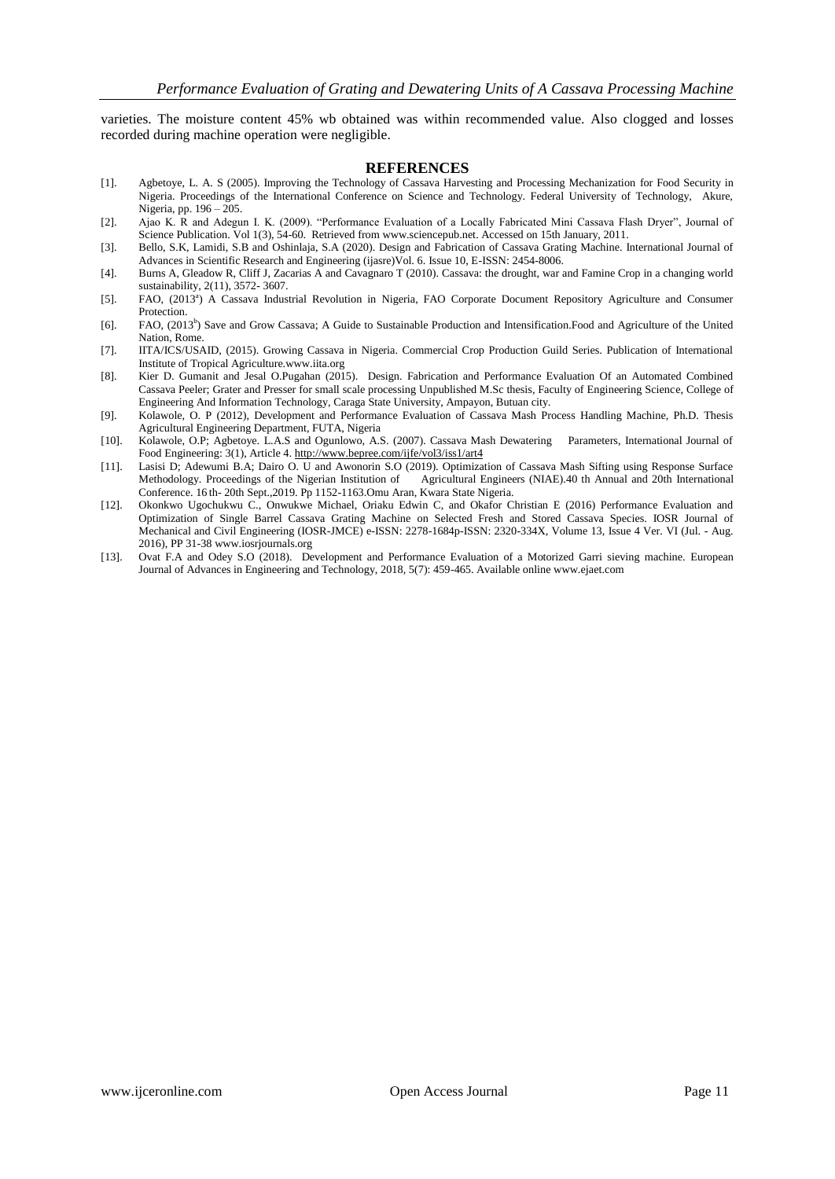varieties. The moisture content 45% wb obtained was within recommended value. Also clogged and losses recorded during machine operation were negligible.

## REFERENCES

[1]. Agbetoye, L. A. S (2005). Improving the Technology of Cassava Harvesting and Processing Mechanization for Food Security in Nigeria. Proceedings of the International Conference on Science and Technology. Federal University of Technology, Akure, Nigeria, pp. 196 – 205.

[2]. Ajao K. R and Adegun I. K. (2009). "Performance Evaluation of a Locally Fabricated Mini Cassava Flash Dryer", Journal of Science Publication. Vol 1(3), 54-60. Retrieved from www.sciencepub.net. Accessed on 15th January, 2011.

[3]. Bello, S.K, Lamidi, S.B and Oshinlaja, S.A (2020). Design and Fabrication of Cassava Grating Machine. International Journal of Advances in Scientific Research and Engineering (ijasre)Vol. 6. Issue 10, E-ISSN: 2454-8006.

[4]. Burns A, Gleadow R, Cliff J, Zacarias A and Cavagnaro T (2010). Cassava: the drought, war and Famine Crop in a changing world sustainability, 2(11), 3572- 3607.

[5]. FAO, (2013[a]) A Cassava Industrial Revolution in Nigeria, FAO Corporate Document Repository Agriculture and Consumer Protection.

[6]. FAO, (2013[b]) Save and Grow Cassava; A Guide to Sustainable Production and Intensification.Food and Agriculture of the United Nation, Rome.

[7]. IITA/ICS/USAID, (2015). Growing Cassava in Nigeria. Commercial Crop Production Guild Series. Publication of International Institute of Tropical Agriculture.www.iita.org

[8]. Kier D. Gumanit and Jesal O.Pugahan (2015). Design. Fabrication and Performance Evaluation Of an Automated Combined Cassava Peeler; Grater and Presser for small scale processing Unpublished M.Sc thesis, Faculty of Engineering Science, College of Engineering And Information Technology, Caraga State University, Ampayon, Butuan city.

[9]. Kolawole, O. P (2012), Development and Performance Evaluation of Cassava Mash Process Handling Machine, Ph.D. Thesis Agricultural Engineering Department, FUTA, Nigeria

[10]. Kolawole, O.P; Agbetoye. L.A.S and Ogunlowo, A.S. (2007). Cassava Mash Dewatering Parameters, International Journal of Food Engineering: 3(1), Article 4. http://www.bepree.com/ijfe/vol3/iss1/art4

[11]. Lasisi D; Adewumi B.A; Dairo O. U and Awonorin S.O (2019). Optimization of Cassava Mash Sifting using Response Surface Methodology. Proceedings of the Nigerian Institution of Agricultural Engineers (NIAE).40 th Annual and 20th International Conference. 16 th- 20th Sept.,2019. Pp 1152-1163.Omu Aran, Kwara State Nigeria.

[12]. Okonkwo Ugochukwu C., Onwukwe Michael, Oriaku Edwin C, and Okafor Christian E (2016) Performance Evaluation and Optimization of Single Barrel Cassava Grating Machine on Selected Fresh and Stored Cassava Species. IOSR Journal of Mechanical and Civil Engineering (IOSR-JMCE) e-ISSN: 2278-1684p-ISSN: 2320-334X, Volume 13, Issue 4 Ver. VI (Jul. - Aug. 2016), PP 31-38 www.iosrjournals.org

[13]. Ovat F.A and Odey S.O (2018). Development and Performance Evaluation of a Motorized Garri sieving machine. European Journal of Advances in Engineering and Technology, 2018, 5(7): 459-465. Available online www.ejaet.com